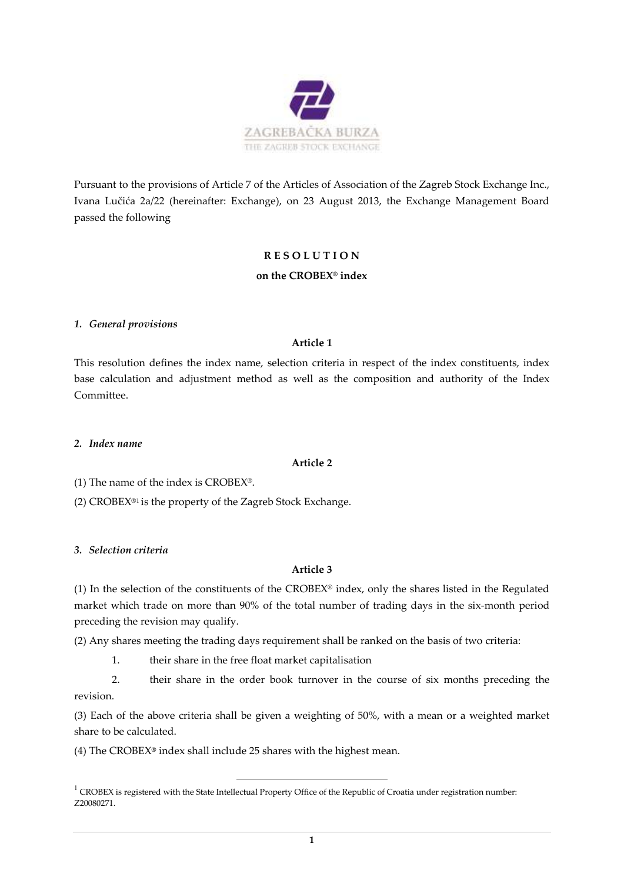ZAGREBAČKA BURZA
THE ZAGREB STOCK EXCHANGE

Pursuant to the provisions of Article 7 of the Articles of Association of the Zagreb Stock Exchange Inc., Ivana Lučića 2a/22 (hereinafter: Exchange), on 23 August 2013, the Exchange Management Board passed the following

# R E S O L U T I O N

## on the CROBEX® index

### *1. General provisions*

**Article 1**

This resolution defines the index name, selection criteria in respect of the index constituents, index base calculation and adjustment method as well as the composition and authority of the Index Committee.

### *2. Index name*

**Article 2**

(1) The name of the index is CROBEX®.

(2) CROBEX®[1] is the property of the Zagreb Stock Exchange.

### *3. Selection criteria*

**Article 3**

(1) In the selection of the constituents of the CROBEX® index, only the shares listed in the Regulated market which trade on more than 90% of the total number of trading days in the six-month period preceding the revision may qualify.

(2) Any shares meeting the trading days requirement shall be ranked on the basis of two criteria:

1. their share in the free float market capitalisation
2. their share in the order book turnover in the course of six months preceding the revision.

(3) Each of the above criteria shall be given a weighting of 50%, with a mean or a weighted market share to be calculated.

(4) The CROBEX® index shall include 25 shares with the highest mean.

---

[1] CROBEX is registered with the State Intellectual Property Office of the Republic of Croatia under registration number: Z20080271.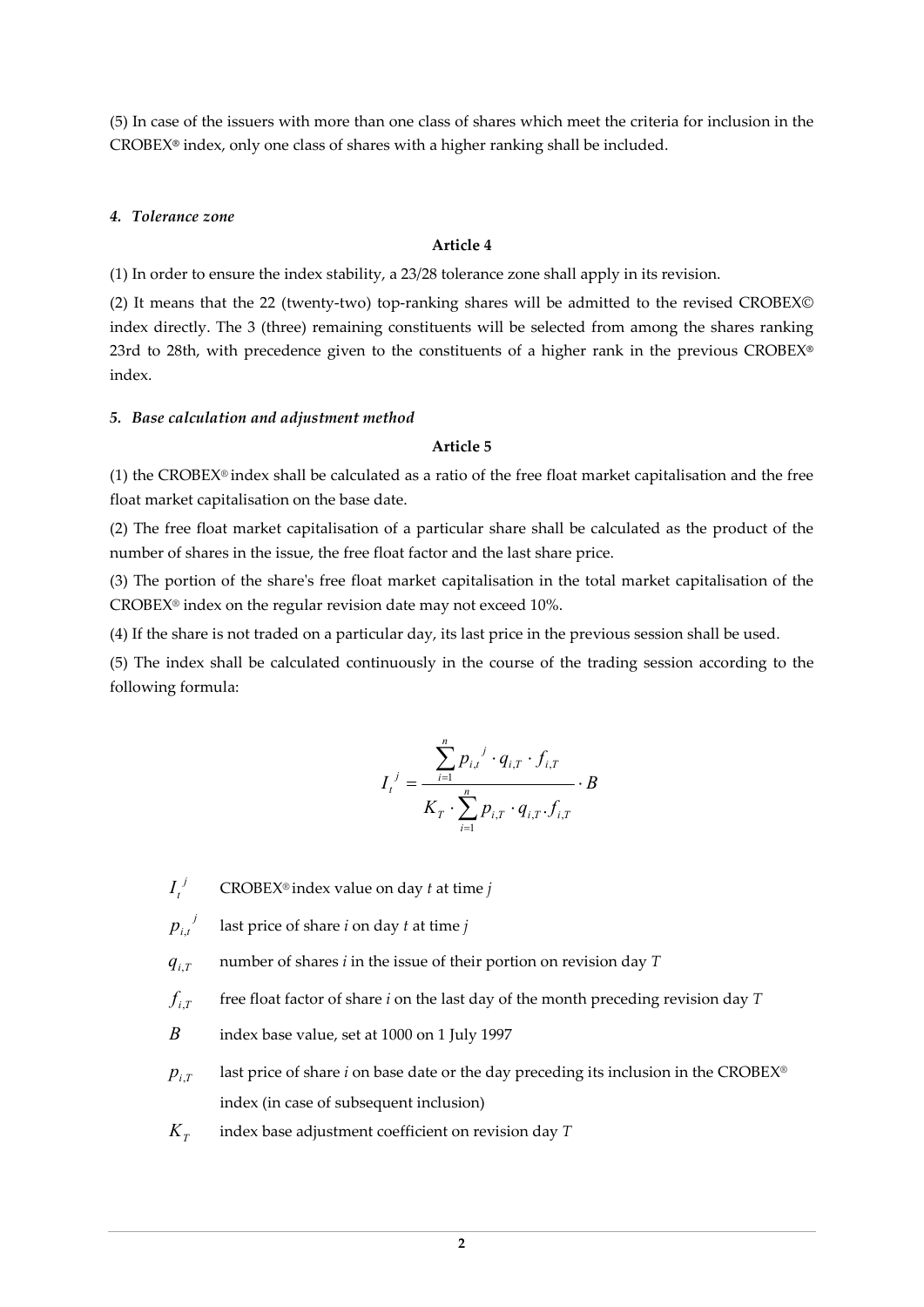(5) In case of the issuers with more than one class of shares which meet the criteria for inclusion in the CROBEX® index, only one class of shares with a higher ranking shall be included.

#### *4. Tolerance zone*

**Article 4**

(1) In order to ensure the index stability, a 23/28 tolerance zone shall apply in its revision.

(2) It means that the 22 (twenty-two) top-ranking shares will be admitted to the revised CROBEX© index directly. The 3 (three) remaining constituents will be selected from among the shares ranking 23rd to 28th, with precedence given to the constituents of a higher rank in the previous CROBEX® index.

#### *5. Base calculation and adjustment method*

**Article 5**

(1) the CROBEX® index shall be calculated as a ratio of the free float market capitalisation and the free float market capitalisation on the base date.

(2) The free float market capitalisation of a particular share shall be calculated as the product of the number of shares in the issue, the free float factor and the last share price.

(3) The portion of the share's free float market capitalisation in the total market capitalisation of the CROBEX® index on the regular revision date may not exceed 10%.

(4) If the share is not traded on a particular day, its last price in the previous session shall be used.

(5) The index shall be calculated continuously in the course of the trading session according to the following formula:

$$I_t^{\,j} = \frac{\sum_{i=1}^{n} p_{i,t}^{\,j} \cdot q_{i,T} \cdot f_{i,T}}{K_T \cdot \sum_{i=1}^{n} p_{i,T} \cdot q_{i,T} \cdot f_{i,T}} \cdot B$$

- $I_t^{\,j}$ CROBEX® index value on day *t* at time *j*
- $p_{i,t}^{\,j}$ last price of share *i* on day *t* at time *j*
- $q_{i,T}$ number of shares *i* in the issue of their portion on revision day *T*
- $f_{i,T}$ free float factor of share *i* on the last day of the month preceding revision day *T*
- $B$ index base value, set at 1000 on 1 July 1997
- $p_{i,T}$ last price of share *i* on base date or the day preceding its inclusion in the CROBEX® index (in case of subsequent inclusion)
- $K_T$ index base adjustment coefficient on revision day *T*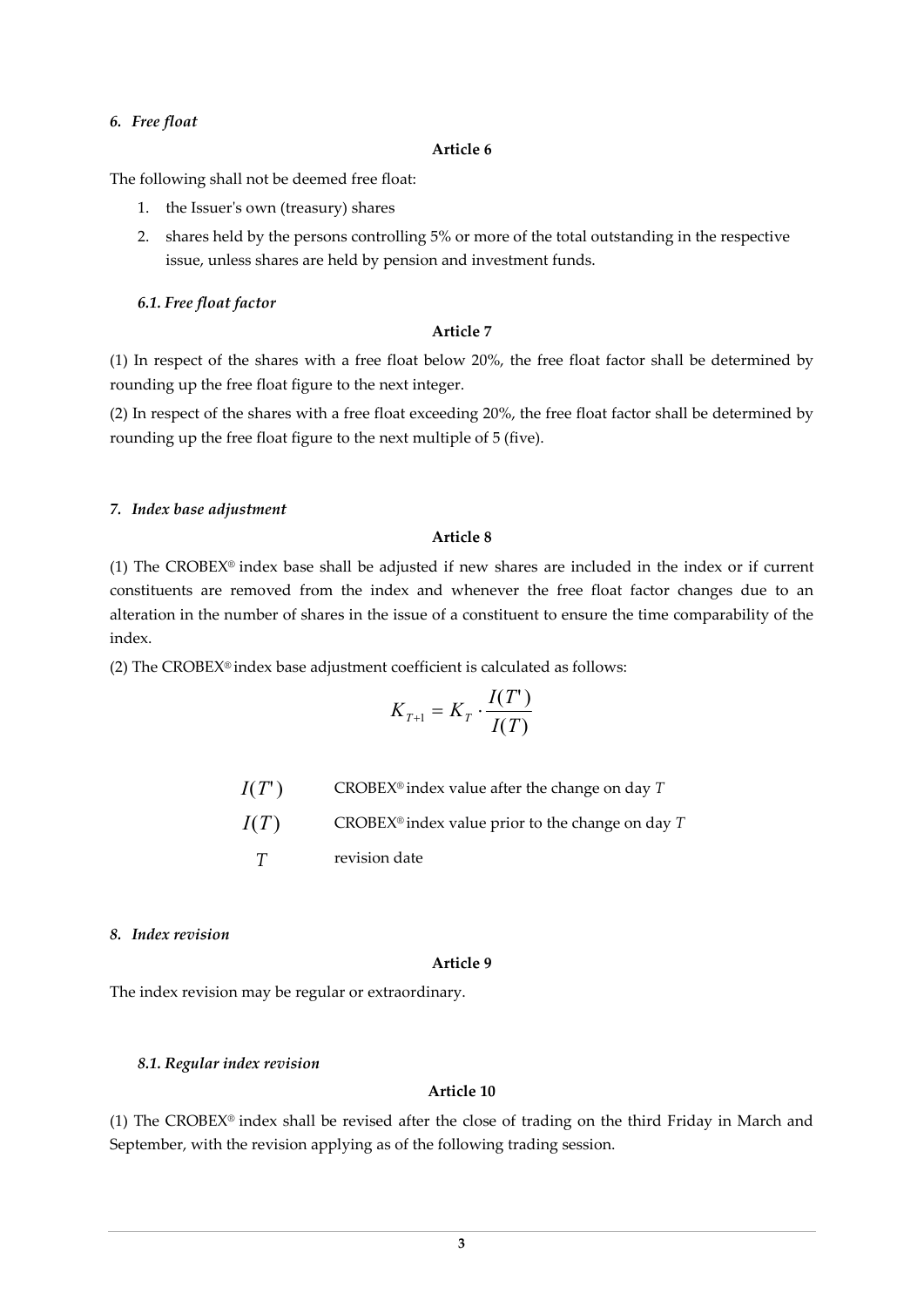### *6. Free float*

**Article 6**

The following shall not be deemed free float:

1. the Issuer's own (treasury) shares
2. shares held by the persons controlling 5% or more of the total outstanding in the respective issue, unless shares are held by pension and investment funds.

#### *6.1. Free float factor*

**Article 7**

(1) In respect of the shares with a free float below 20%, the free float factor shall be determined by rounding up the free float figure to the next integer.

(2) In respect of the shares with a free float exceeding 20%, the free float factor shall be determined by rounding up the free float figure to the next multiple of 5 (five).

### *7. Index base adjustment*

**Article 8**

(1) The CROBEX® index base shall be adjusted if new shares are included in the index or if current constituents are removed from the index and whenever the free float factor changes due to an alteration in the number of shares in the issue of a constituent to ensure the time comparability of the index.

(2) The CROBEX® index base adjustment coefficient is calculated as follows:

$$K_{T+1} = K_T \cdot \frac{I(T')}{I(T)}$$

| | |
|---|---|
| $I(T')$ | CROBEX® index value after the change on day $T$ |
| $I(T)$ | CROBEX® index value prior to the change on day $T$ |
| $T$ | revision date |

### *8. Index revision*

**Article 9**

The index revision may be regular or extraordinary.

#### *8.1. Regular index revision*

**Article 10**

(1) The CROBEX® index shall be revised after the close of trading on the third Friday in March and September, with the revision applying as of the following trading session.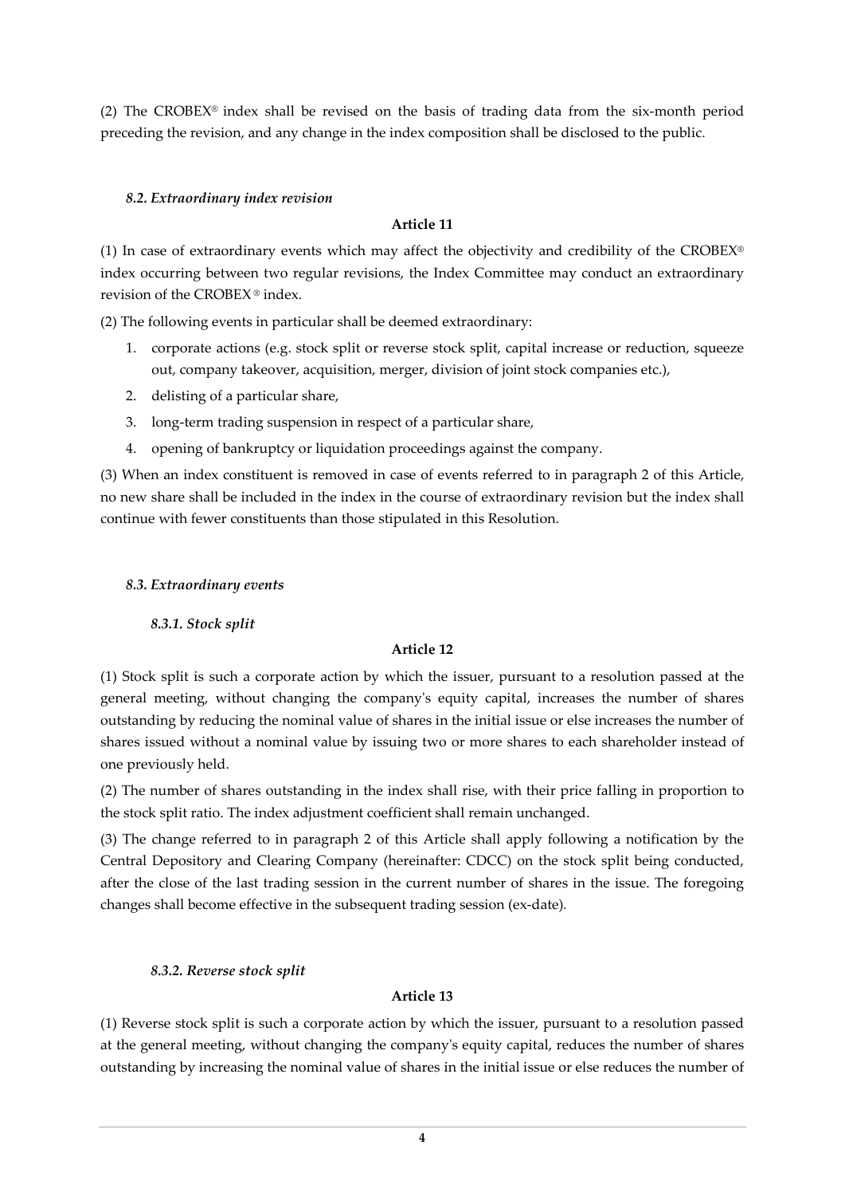(2) The CROBEX® index shall be revised on the basis of trading data from the six-month period preceding the revision, and any change in the index composition shall be disclosed to the public.

### *8.2. Extraordinary index revision*

**Article 11**

(1) In case of extraordinary events which may affect the objectivity and credibility of the CROBEX® index occurring between two regular revisions, the Index Committee may conduct an extraordinary revision of the CROBEX® index.

(2) The following events in particular shall be deemed extraordinary:

1. corporate actions (e.g. stock split or reverse stock split, capital increase or reduction, squeeze out, company takeover, acquisition, merger, division of joint stock companies etc.),
2. delisting of a particular share,
3. long-term trading suspension in respect of a particular share,
4. opening of bankruptcy or liquidation proceedings against the company.

(3) When an index constituent is removed in case of events referred to in paragraph 2 of this Article, no new share shall be included in the index in the course of extraordinary revision but the index shall continue with fewer constituents than those stipulated in this Resolution.

### *8.3. Extraordinary events*

#### *8.3.1. Stock split*

**Article 12**

(1) Stock split is such a corporate action by which the issuer, pursuant to a resolution passed at the general meeting, without changing the company's equity capital, increases the number of shares outstanding by reducing the nominal value of shares in the initial issue or else increases the number of shares issued without a nominal value by issuing two or more shares to each shareholder instead of one previously held.

(2) The number of shares outstanding in the index shall rise, with their price falling in proportion to the stock split ratio. The index adjustment coefficient shall remain unchanged.

(3) The change referred to in paragraph 2 of this Article shall apply following a notification by the Central Depository and Clearing Company (hereinafter: CDCC) on the stock split being conducted, after the close of the last trading session in the current number of shares in the issue. The foregoing changes shall become effective in the subsequent trading session (ex-date).

#### *8.3.2. Reverse stock split*

**Article 13**

(1) Reverse stock split is such a corporate action by which the issuer, pursuant to a resolution passed at the general meeting, without changing the company's equity capital, reduces the number of shares outstanding by increasing the nominal value of shares in the initial issue or else reduces the number of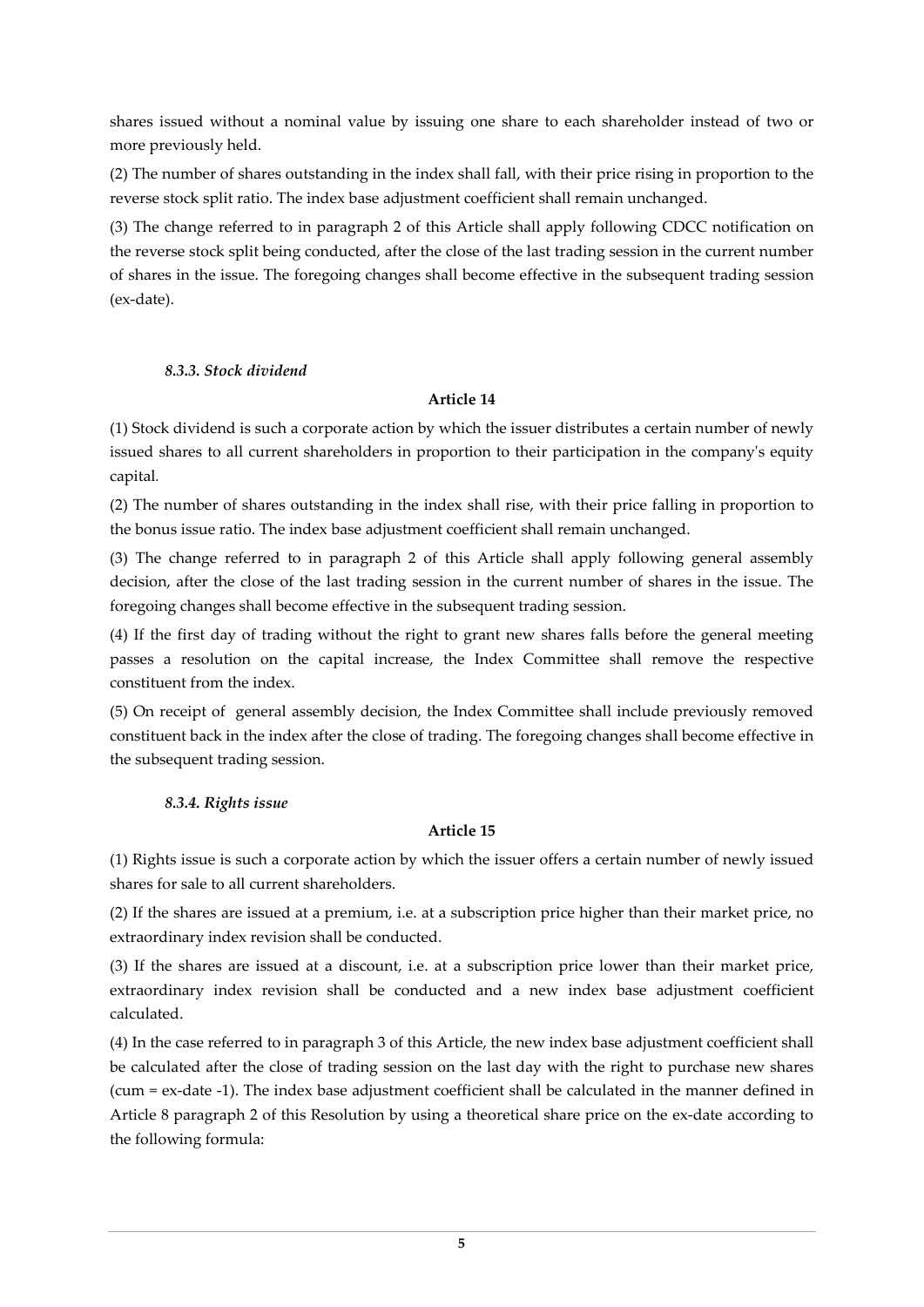shares issued without a nominal value by issuing one share to each shareholder instead of two or more previously held.

(2) The number of shares outstanding in the index shall fall, with their price rising in proportion to the reverse stock split ratio. The index base adjustment coefficient shall remain unchanged.

(3) The change referred to in paragraph 2 of this Article shall apply following CDCC notification on the reverse stock split being conducted, after the close of the last trading session in the current number of shares in the issue. The foregoing changes shall become effective in the subsequent trading session (ex-date).

#### *8.3.3. Stock dividend*

**Article 14**

(1) Stock dividend is such a corporate action by which the issuer distributes a certain number of newly issued shares to all current shareholders in proportion to their participation in the company's equity capital.

(2) The number of shares outstanding in the index shall rise, with their price falling in proportion to the bonus issue ratio. The index base adjustment coefficient shall remain unchanged.

(3) The change referred to in paragraph 2 of this Article shall apply following general assembly decision, after the close of the last trading session in the current number of shares in the issue. The foregoing changes shall become effective in the subsequent trading session.

(4) If the first day of trading without the right to grant new shares falls before the general meeting passes a resolution on the capital increase, the Index Committee shall remove the respective constituent from the index.

(5) On receipt of general assembly decision, the Index Committee shall include previously removed constituent back in the index after the close of trading. The foregoing changes shall become effective in the subsequent trading session.

#### *8.3.4. Rights issue*

**Article 15**

(1) Rights issue is such a corporate action by which the issuer offers a certain number of newly issued shares for sale to all current shareholders.

(2) If the shares are issued at a premium, i.e. at a subscription price higher than their market price, no extraordinary index revision shall be conducted.

(3) If the shares are issued at a discount, i.e. at a subscription price lower than their market price, extraordinary index revision shall be conducted and a new index base adjustment coefficient calculated.

(4) In the case referred to in paragraph 3 of this Article, the new index base adjustment coefficient shall be calculated after the close of trading session on the last day with the right to purchase new shares (cum = ex-date -1). The index base adjustment coefficient shall be calculated in the manner defined in Article 8 paragraph 2 of this Resolution by using a theoretical share price on the ex-date according to the following formula: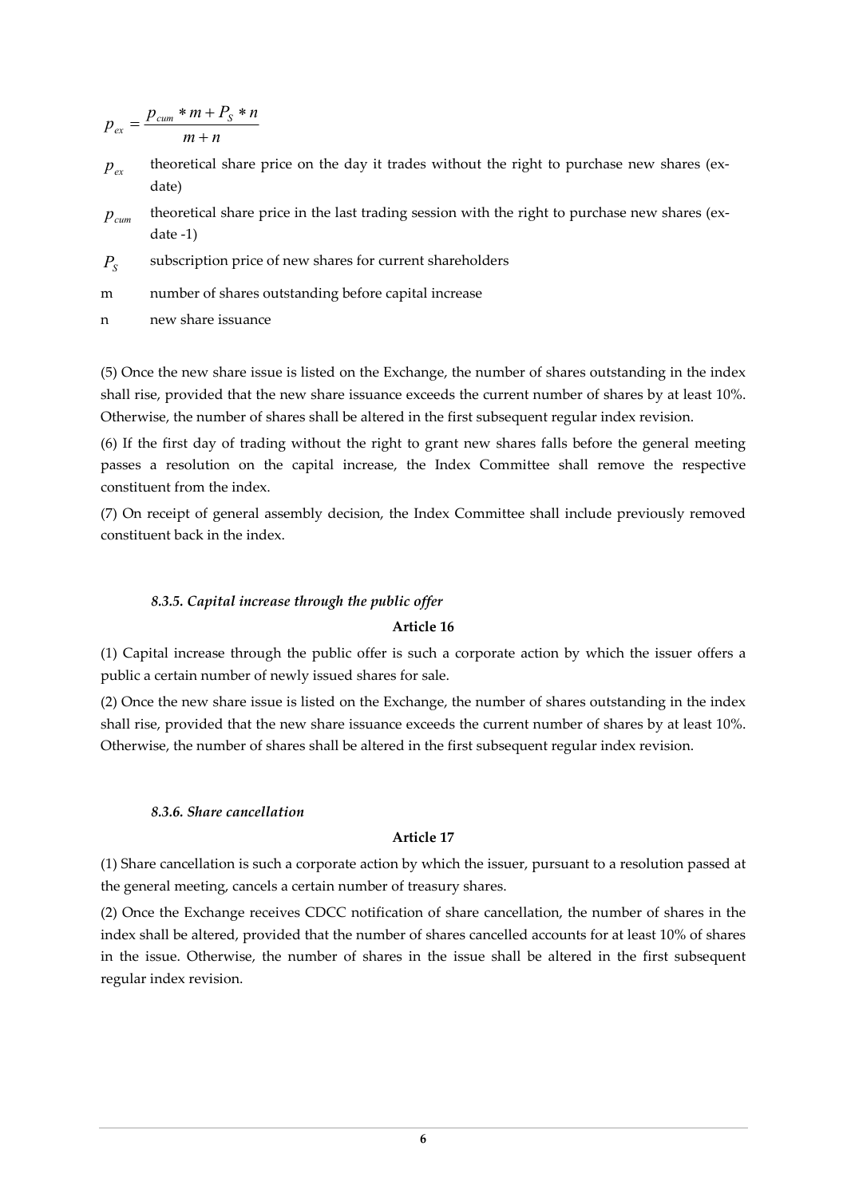$$p_{ex} = \frac{p_{cum} * m + P_S * n}{m + n}$$

$p_{ex}$ theoretical share price on the day it trades without the right to purchase new shares (ex-date)

$p_{cum}$ theoretical share price in the last trading session with the right to purchase new shares (ex-date -1)

$P_S$ subscription price of new shares for current shareholders

m number of shares outstanding before capital increase

n new share issuance

(5) Once the new share issue is listed on the Exchange, the number of shares outstanding in the index shall rise, provided that the new share issuance exceeds the current number of shares by at least 10%. Otherwise, the number of shares shall be altered in the first subsequent regular index revision.

(6) If the first day of trading without the right to grant new shares falls before the general meeting passes a resolution on the capital increase, the Index Committee shall remove the respective constituent from the index.

(7) On receipt of general assembly decision, the Index Committee shall include previously removed constituent back in the index.

### *8.3.5. Capital increase through the public offer*

**Article 16**

(1) Capital increase through the public offer is such a corporate action by which the issuer offers a public a certain number of newly issued shares for sale.

(2) Once the new share issue is listed on the Exchange, the number of shares outstanding in the index shall rise, provided that the new share issuance exceeds the current number of shares by at least 10%. Otherwise, the number of shares shall be altered in the first subsequent regular index revision.

### *8.3.6. Share cancellation*

**Article 17**

(1) Share cancellation is such a corporate action by which the issuer, pursuant to a resolution passed at the general meeting, cancels a certain number of treasury shares.

(2) Once the Exchange receives CDCC notification of share cancellation, the number of shares in the index shall be altered, provided that the number of shares cancelled accounts for at least 10% of shares in the issue. Otherwise, the number of shares in the issue shall be altered in the first subsequent regular index revision.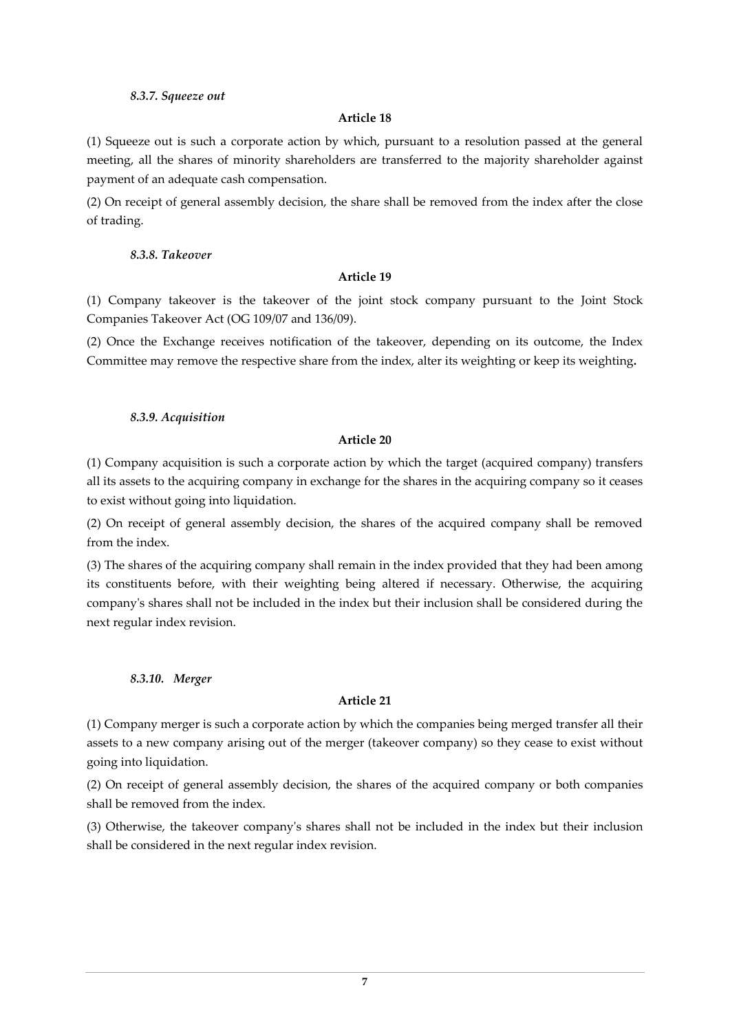#### *8.3.7. Squeeze out*

**Article 18**

(1) Squeeze out is such a corporate action by which, pursuant to a resolution passed at the general meeting, all the shares of minority shareholders are transferred to the majority shareholder against payment of an adequate cash compensation.

(2) On receipt of general assembly decision, the share shall be removed from the index after the close of trading.

#### *8.3.8. Takeover*

**Article 19**

(1) Company takeover is the takeover of the joint stock company pursuant to the Joint Stock Companies Takeover Act (OG 109/07 and 136/09).

(2) Once the Exchange receives notification of the takeover, depending on its outcome, the Index Committee may remove the respective share from the index, alter its weighting or keep its weighting**.**

#### *8.3.9. Acquisition*

**Article 20**

(1) Company acquisition is such a corporate action by which the target (acquired company) transfers all its assets to the acquiring company in exchange for the shares in the acquiring company so it ceases to exist without going into liquidation.

(2) On receipt of general assembly decision, the shares of the acquired company shall be removed from the index.

(3) The shares of the acquiring company shall remain in the index provided that they had been among its constituents before, with their weighting being altered if necessary. Otherwise, the acquiring company's shares shall not be included in the index but their inclusion shall be considered during the next regular index revision.

#### *8.3.10. Merger*

**Article 21**

(1) Company merger is such a corporate action by which the companies being merged transfer all their assets to a new company arising out of the merger (takeover company) so they cease to exist without going into liquidation.

(2) On receipt of general assembly decision, the shares of the acquired company or both companies shall be removed from the index.

(3) Otherwise, the takeover company's shares shall not be included in the index but their inclusion shall be considered in the next regular index revision.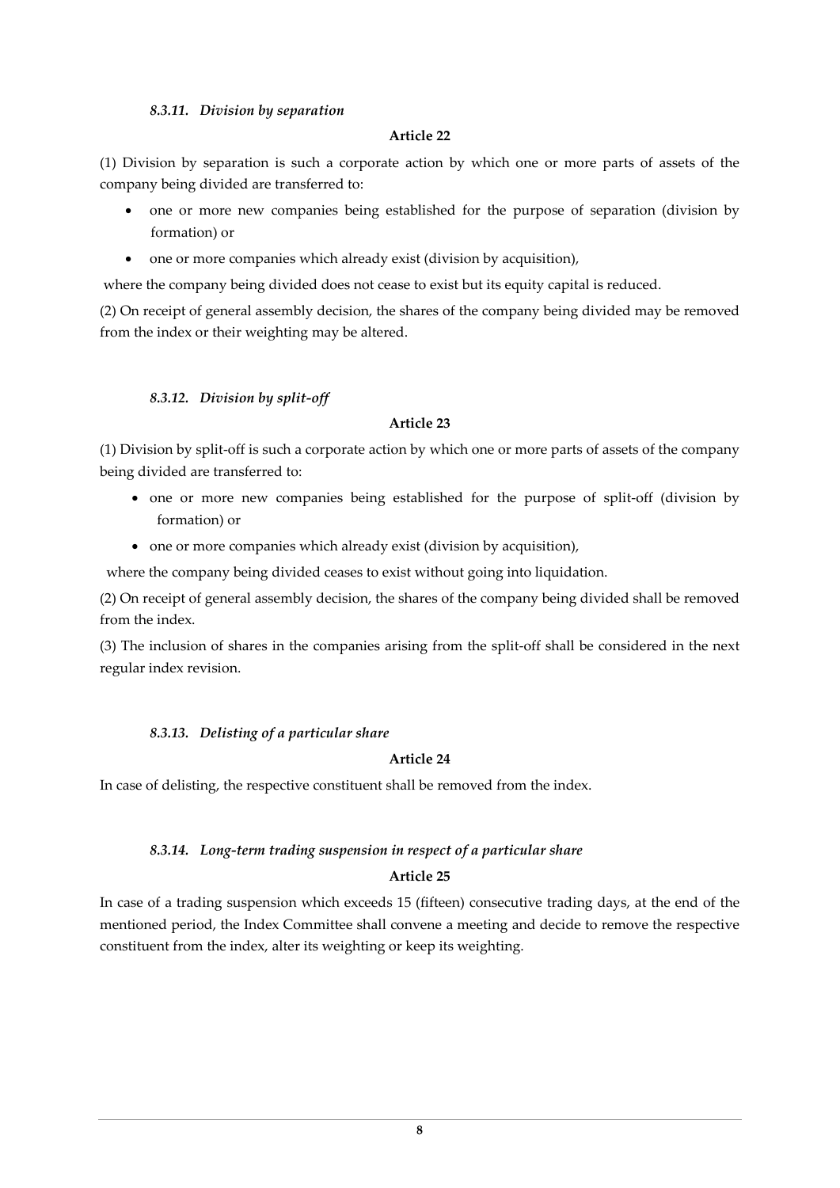### *8.3.11. Division by separation*

**Article 22**

(1) Division by separation is such a corporate action by which one or more parts of assets of the company being divided are transferred to:

- one or more new companies being established for the purpose of separation (division by formation) or
- one or more companies which already exist (division by acquisition),

where the company being divided does not cease to exist but its equity capital is reduced.

(2) On receipt of general assembly decision, the shares of the company being divided may be removed from the index or their weighting may be altered.

### *8.3.12. Division by split-off*

**Article 23**

(1) Division by split-off is such a corporate action by which one or more parts of assets of the company being divided are transferred to:

- one or more new companies being established for the purpose of split-off (division by formation) or
- one or more companies which already exist (division by acquisition),

where the company being divided ceases to exist without going into liquidation.

(2) On receipt of general assembly decision, the shares of the company being divided shall be removed from the index.

(3) The inclusion of shares in the companies arising from the split-off shall be considered in the next regular index revision.

### *8.3.13. Delisting of a particular share*

**Article 24**

In case of delisting, the respective constituent shall be removed from the index.

### *8.3.14. Long-term trading suspension in respect of a particular share*

**Article 25**

In case of a trading suspension which exceeds 15 (fifteen) consecutive trading days, at the end of the mentioned period, the Index Committee shall convene a meeting and decide to remove the respective constituent from the index, alter its weighting or keep its weighting.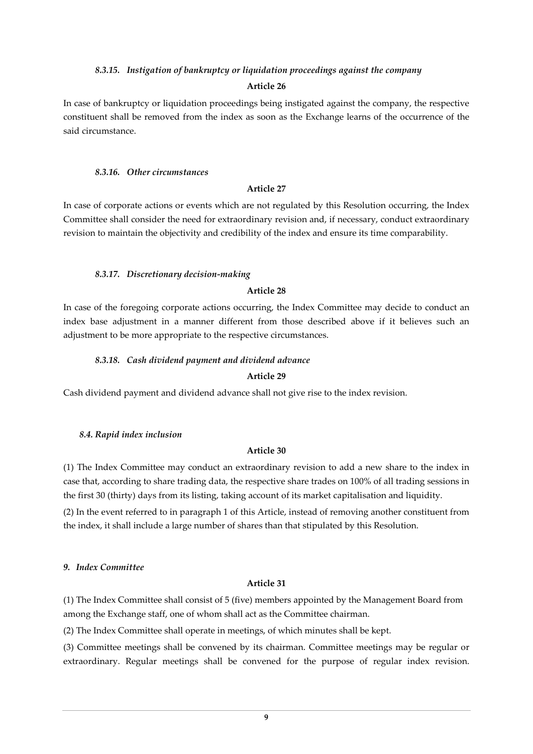#### *8.3.15. Instigation of bankruptcy or liquidation proceedings against the company*

**Article 26**

In case of bankruptcy or liquidation proceedings being instigated against the company, the respective constituent shall be removed from the index as soon as the Exchange learns of the occurrence of the said circumstance.

#### *8.3.16. Other circumstances*

**Article 27**

In case of corporate actions or events which are not regulated by this Resolution occurring, the Index Committee shall consider the need for extraordinary revision and, if necessary, conduct extraordinary revision to maintain the objectivity and credibility of the index and ensure its time comparability.

#### *8.3.17. Discretionary decision-making*

**Article 28**

In case of the foregoing corporate actions occurring, the Index Committee may decide to conduct an index base adjustment in a manner different from those described above if it believes such an adjustment to be more appropriate to the respective circumstances.

#### *8.3.18. Cash dividend payment and dividend advance*

**Article 29**

Cash dividend payment and dividend advance shall not give rise to the index revision.

### *8.4. Rapid index inclusion*

**Article 30**

(1) The Index Committee may conduct an extraordinary revision to add a new share to the index in case that, according to share trading data, the respective share trades on 100% of all trading sessions in the first 30 (thirty) days from its listing, taking account of its market capitalisation and liquidity.

(2) In the event referred to in paragraph 1 of this Article, instead of removing another constituent from the index, it shall include a large number of shares than that stipulated by this Resolution.

## *9. Index Committee*

**Article 31**

(1) The Index Committee shall consist of 5 (five) members appointed by the Management Board from among the Exchange staff, one of whom shall act as the Committee chairman.

(2) The Index Committee shall operate in meetings, of which minutes shall be kept.

(3) Committee meetings shall be convened by its chairman. Committee meetings may be regular or extraordinary. Regular meetings shall be convened for the purpose of regular index revision.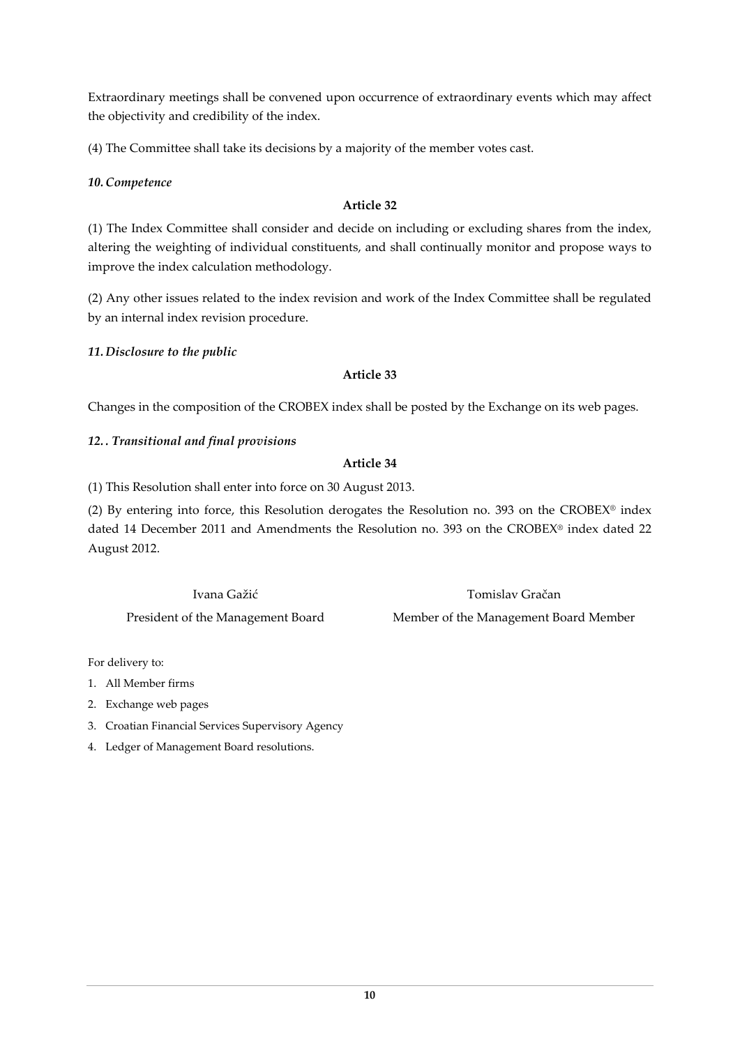Extraordinary meetings shall be convened upon occurrence of extraordinary events which may affect the objectivity and credibility of the index.

(4) The Committee shall take its decisions by a majority of the member votes cast.

### *10. Competence*

**Article 32**

(1) The Index Committee shall consider and decide on including or excluding shares from the index, altering the weighting of individual constituents, and shall continually monitor and propose ways to improve the index calculation methodology.

(2) Any other issues related to the index revision and work of the Index Committee shall be regulated by an internal index revision procedure.

### *11. Disclosure to the public*

**Article 33**

Changes in the composition of the CROBEX index shall be posted by the Exchange on its web pages.

### *12. . Transitional and final provisions*

**Article 34**

(1) This Resolution shall enter into force on 30 August 2013.

(2) By entering into force, this Resolution derogates the Resolution no. 393 on the CROBEX® index dated 14 December 2011 and Amendments the Resolution no. 393 on the CROBEX® index dated 22 August 2012.

| | |
|---|---|
| Ivana Gažić | Tomislav Gračan |
| President of the Management Board | Member of the Management Board Member |

For delivery to:

1. All Member firms
2. Exchange web pages
3. Croatian Financial Services Supervisory Agency
4. Ledger of Management Board resolutions.